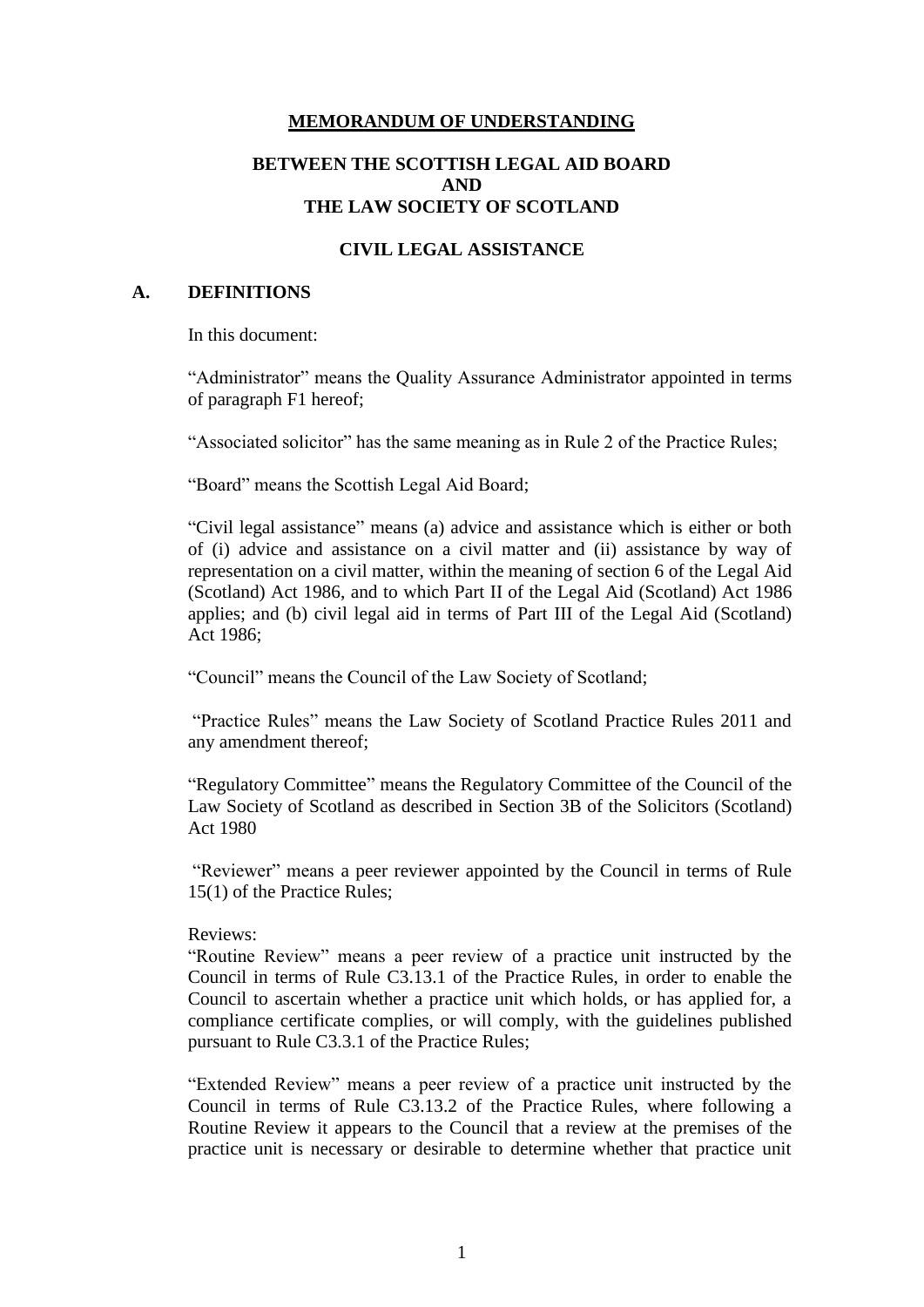# MEMORANDUM OF UNDERSTANDING

## BETWEEN THE SCOTTISH LEGAL AID BOARD AND THE LAW SOCIETY OF SCOTLAND

## CIVIL LEGAL ASSISTANCE

## A. DEFINITIONS

In this document:

"Administrator" means the Quality Assurance Administrator appointed in terms of paragraph F1 hereof;

"Associated solicitor" has the same meaning as in Rule 2 of the Practice Rules;

"Board" means the Scottish Legal Aid Board;

"Civil legal assistance" means (a) advice and assistance which is either or both of (i) advice and assistance on a civil matter and (ii) assistance by way of representation on a civil matter, within the meaning of section 6 of the Legal Aid (Scotland) Act 1986, and to which Part II of the Legal Aid (Scotland) Act 1986 applies; and (b) civil legal aid in terms of Part III of the Legal Aid (Scotland) Act 1986;

"Council" means the Council of the Law Society of Scotland;

"Practice Rules" means the Law Society of Scotland Practice Rules 2011 and any amendment thereof;

"Regulatory Committee" means the Regulatory Committee of the Council of the Law Society of Scotland as described in Section 3B of the Solicitors (Scotland) Act 1980

"Reviewer" means a peer reviewer appointed by the Council in terms of Rule 15(1) of the Practice Rules;

Reviews:

"Routine Review" means a peer review of a practice unit instructed by the Council in terms of Rule C3.13.1 of the Practice Rules, in order to enable the Council to ascertain whether a practice unit which holds, or has applied for, a compliance certificate complies, or will comply, with the guidelines published pursuant to Rule C3.3.1 of the Practice Rules;

"Extended Review" means a peer review of a practice unit instructed by the Council in terms of Rule C3.13.2 of the Practice Rules, where following a Routine Review it appears to the Council that a review at the premises of the practice unit is necessary or desirable to determine whether that practice unit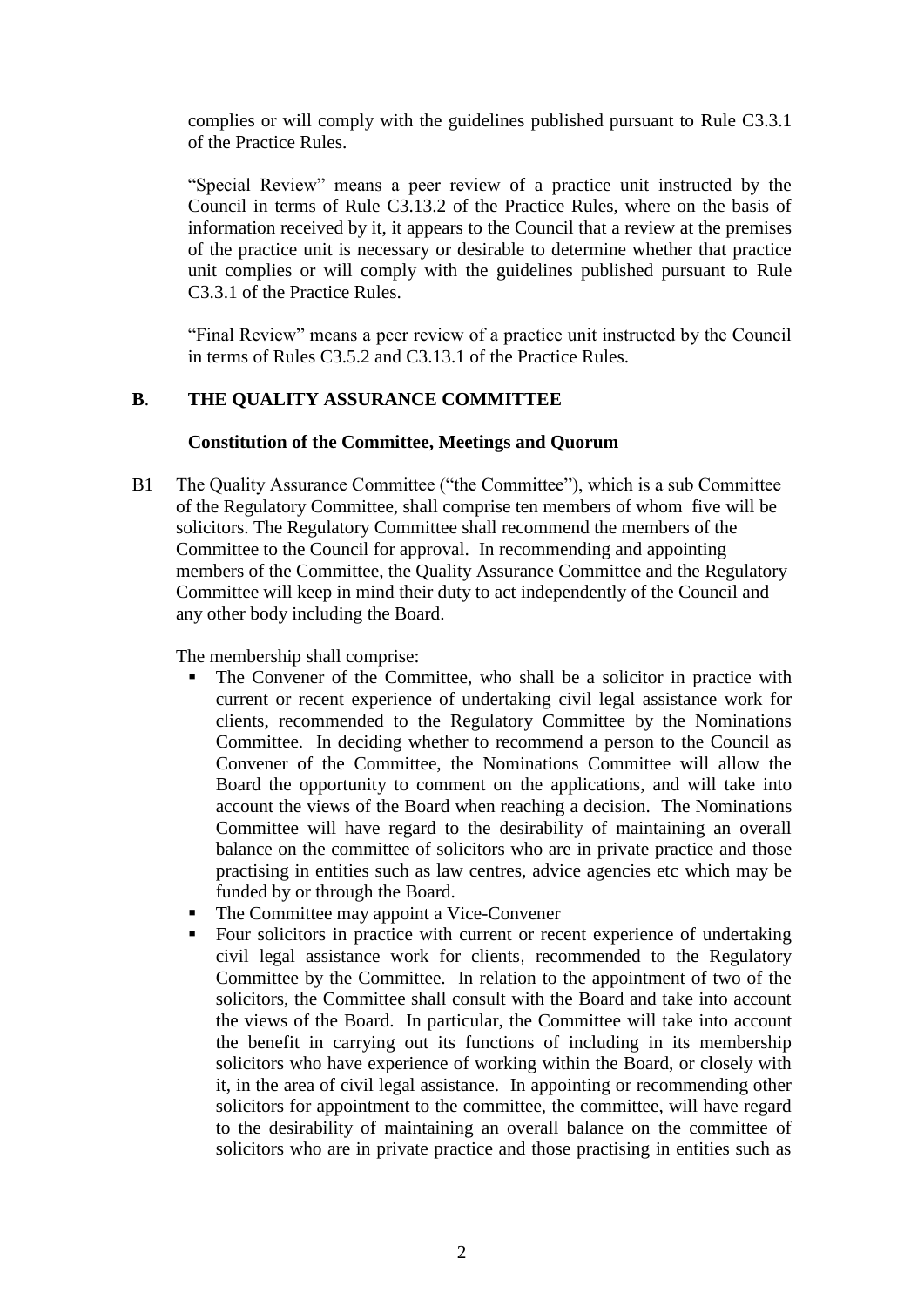complies or will comply with the guidelines published pursuant to Rule C3.3.1 of the Practice Rules.

"Special Review" means a peer review of a practice unit instructed by the Council in terms of Rule C3.13.2 of the Practice Rules, where on the basis of information received by it, it appears to the Council that a review at the premises of the practice unit is necessary or desirable to determine whether that practice unit complies or will comply with the guidelines published pursuant to Rule C3.3.1 of the Practice Rules.

"Final Review" means a peer review of a practice unit instructed by the Council in terms of Rules C3.5.2 and C3.13.1 of the Practice Rules.

## B. THE QUALITY ASSURANCE COMMITTEE

### Constitution of the Committee, Meetings and Quorum

B1 The Quality Assurance Committee ("the Committee"), which is a sub Committee of the Regulatory Committee, shall comprise ten members of whom five will be solicitors. The Regulatory Committee shall recommend the members of the Committee to the Council for approval. In recommending and appointing members of the Committee, the Quality Assurance Committee and the Regulatory Committee will keep in mind their duty to act independently of the Council and any other body including the Board.

The membership shall comprise:

- The Convener of the Committee, who shall be a solicitor in practice with current or recent experience of undertaking civil legal assistance work for clients, recommended to the Regulatory Committee by the Nominations Committee. In deciding whether to recommend a person to the Council as Convener of the Committee, the Nominations Committee will allow the Board the opportunity to comment on the applications, and will take into account the views of the Board when reaching a decision. The Nominations Committee will have regard to the desirability of maintaining an overall balance on the committee of solicitors who are in private practice and those practising in entities such as law centres, advice agencies etc which may be funded by or through the Board.
- The Committee may appoint a Vice-Convener
- Four solicitors in practice with current or recent experience of undertaking civil legal assistance work for clients, recommended to the Regulatory Committee by the Committee. In relation to the appointment of two of the solicitors, the Committee shall consult with the Board and take into account the views of the Board. In particular, the Committee will take into account the benefit in carrying out its functions of including in its membership solicitors who have experience of working within the Board, or closely with it, in the area of civil legal assistance. In appointing or recommending other solicitors for appointment to the committee, the committee, will have regard to the desirability of maintaining an overall balance on the committee of solicitors who are in private practice and those practising in entities such as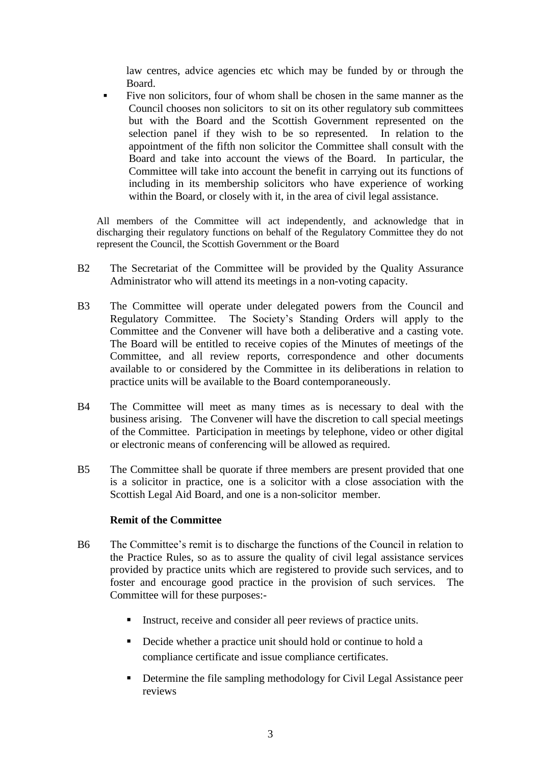law centres, advice agencies etc which may be funded by or through the Board.

- Five non solicitors, four of whom shall be chosen in the same manner as the Council chooses non solicitors to sit on its other regulatory sub committees but with the Board and the Scottish Government represented on the selection panel if they wish to be so represented. In relation to the appointment of the fifth non solicitor the Committee shall consult with the Board and take into account the views of the Board. In particular, the Committee will take into account the benefit in carrying out its functions of including in its membership solicitors who have experience of working within the Board, or closely with it, in the area of civil legal assistance.

All members of the Committee will act independently, and acknowledge that in discharging their regulatory functions on behalf of the Regulatory Committee they do not represent the Council, the Scottish Government or the Board

B2 The Secretariat of the Committee will be provided by the Quality Assurance Administrator who will attend its meetings in a non-voting capacity.

B3 The Committee will operate under delegated powers from the Council and Regulatory Committee. The Society's Standing Orders will apply to the Committee and the Convener will have both a deliberative and a casting vote. The Board will be entitled to receive copies of the Minutes of meetings of the Committee, and all review reports, correspondence and other documents available to or considered by the Committee in its deliberations in relation to practice units will be available to the Board contemporaneously.

B4 The Committee will meet as many times as is necessary to deal with the business arising. The Convener will have the discretion to call special meetings of the Committee. Participation in meetings by telephone, video or other digital or electronic means of conferencing will be allowed as required.

B5 The Committee shall be quorate if three members are present provided that one is a solicitor in practice, one is a solicitor with a close association with the Scottish Legal Aid Board, and one is a non-solicitor member.

**Remit of the Committee**

B6 The Committee's remit is to discharge the functions of the Council in relation to the Practice Rules, so as to assure the quality of civil legal assistance services provided by practice units which are registered to provide such services, and to foster and encourage good practice in the provision of such services. The Committee will for these purposes:-

- Instruct, receive and consider all peer reviews of practice units.
- Decide whether a practice unit should hold or continue to hold a compliance certificate and issue compliance certificates.
- Determine the file sampling methodology for Civil Legal Assistance peer reviews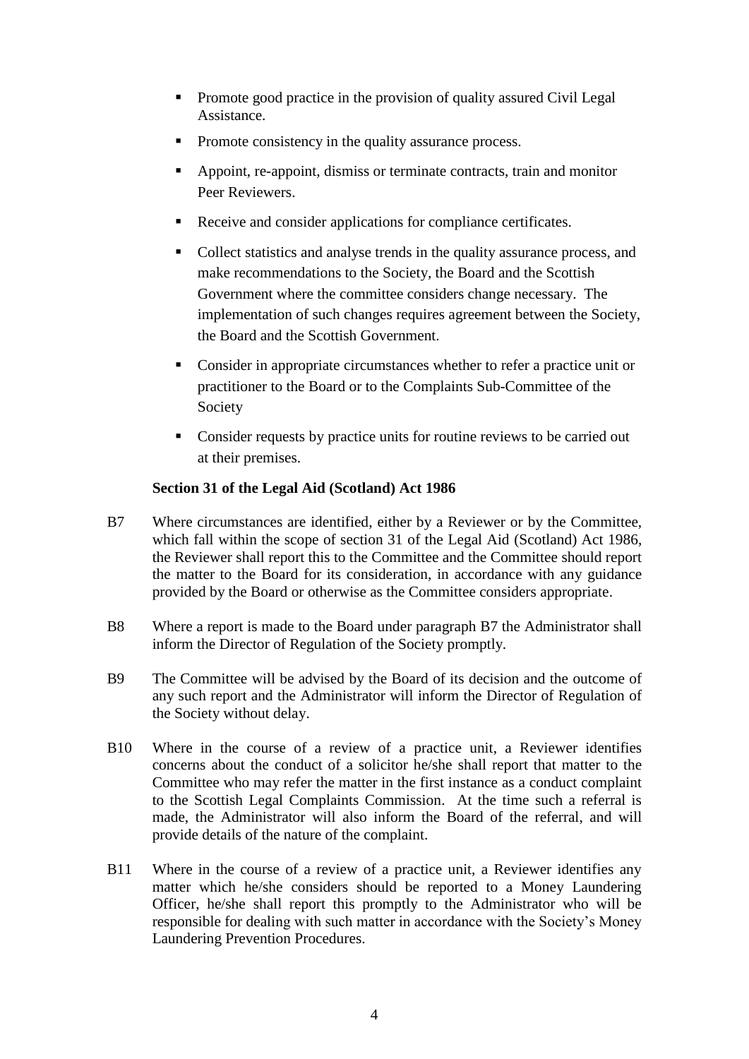- Promote good practice in the provision of quality assured Civil Legal Assistance.
- Promote consistency in the quality assurance process.
- Appoint, re-appoint, dismiss or terminate contracts, train and monitor Peer Reviewers.
- Receive and consider applications for compliance certificates.
- Collect statistics and analyse trends in the quality assurance process, and make recommendations to the Society, the Board and the Scottish Government where the committee considers change necessary. The implementation of such changes requires agreement between the Society, the Board and the Scottish Government.
- Consider in appropriate circumstances whether to refer a practice unit or practitioner to the Board or to the Complaints Sub-Committee of the Society
- Consider requests by practice units for routine reviews to be carried out at their premises.

**Section 31 of the Legal Aid (Scotland) Act 1986**

B7 Where circumstances are identified, either by a Reviewer or by the Committee, which fall within the scope of section 31 of the Legal Aid (Scotland) Act 1986, the Reviewer shall report this to the Committee and the Committee should report the matter to the Board for its consideration, in accordance with any guidance provided by the Board or otherwise as the Committee considers appropriate.

B8 Where a report is made to the Board under paragraph B7 the Administrator shall inform the Director of Regulation of the Society promptly.

B9 The Committee will be advised by the Board of its decision and the outcome of any such report and the Administrator will inform the Director of Regulation of the Society without delay.

B10 Where in the course of a review of a practice unit, a Reviewer identifies concerns about the conduct of a solicitor he/she shall report that matter to the Committee who may refer the matter in the first instance as a conduct complaint to the Scottish Legal Complaints Commission. At the time such a referral is made, the Administrator will also inform the Board of the referral, and will provide details of the nature of the complaint.

B11 Where in the course of a review of a practice unit, a Reviewer identifies any matter which he/she considers should be reported to a Money Laundering Officer, he/she shall report this promptly to the Administrator who will be responsible for dealing with such matter in accordance with the Society's Money Laundering Prevention Procedures.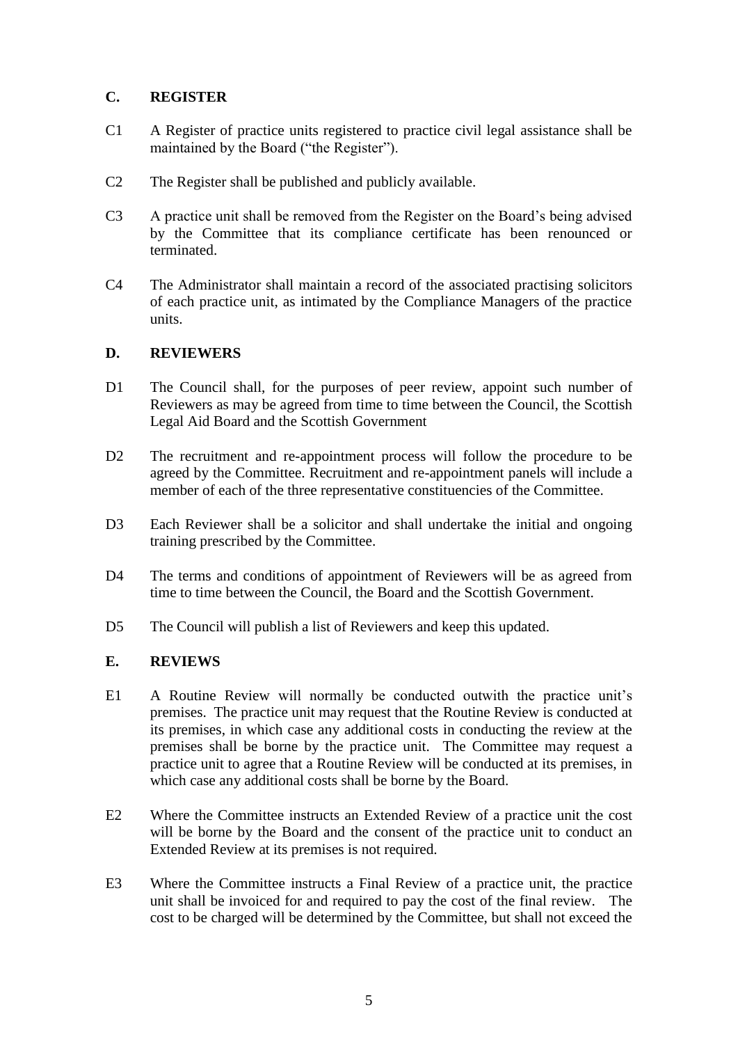## C. REGISTER

C1 A Register of practice units registered to practice civil legal assistance shall be maintained by the Board ("the Register").

C2 The Register shall be published and publicly available.

C3 A practice unit shall be removed from the Register on the Board's being advised by the Committee that its compliance certificate has been renounced or terminated.

C4 The Administrator shall maintain a record of the associated practising solicitors of each practice unit, as intimated by the Compliance Managers of the practice units.

## D. REVIEWERS

D1 The Council shall, for the purposes of peer review, appoint such number of Reviewers as may be agreed from time to time between the Council, the Scottish Legal Aid Board and the Scottish Government

D2 The recruitment and re-appointment process will follow the procedure to be agreed by the Committee. Recruitment and re-appointment panels will include a member of each of the three representative constituencies of the Committee.

D3 Each Reviewer shall be a solicitor and shall undertake the initial and ongoing training prescribed by the Committee.

D4 The terms and conditions of appointment of Reviewers will be as agreed from time to time between the Council, the Board and the Scottish Government.

D5 The Council will publish a list of Reviewers and keep this updated.

## E. REVIEWS

E1 A Routine Review will normally be conducted outwith the practice unit's premises. The practice unit may request that the Routine Review is conducted at its premises, in which case any additional costs in conducting the review at the premises shall be borne by the practice unit. The Committee may request a practice unit to agree that a Routine Review will be conducted at its premises, in which case any additional costs shall be borne by the Board.

E2 Where the Committee instructs an Extended Review of a practice unit the cost will be borne by the Board and the consent of the practice unit to conduct an Extended Review at its premises is not required.

E3 Where the Committee instructs a Final Review of a practice unit, the practice unit shall be invoiced for and required to pay the cost of the final review. The cost to be charged will be determined by the Committee, but shall not exceed the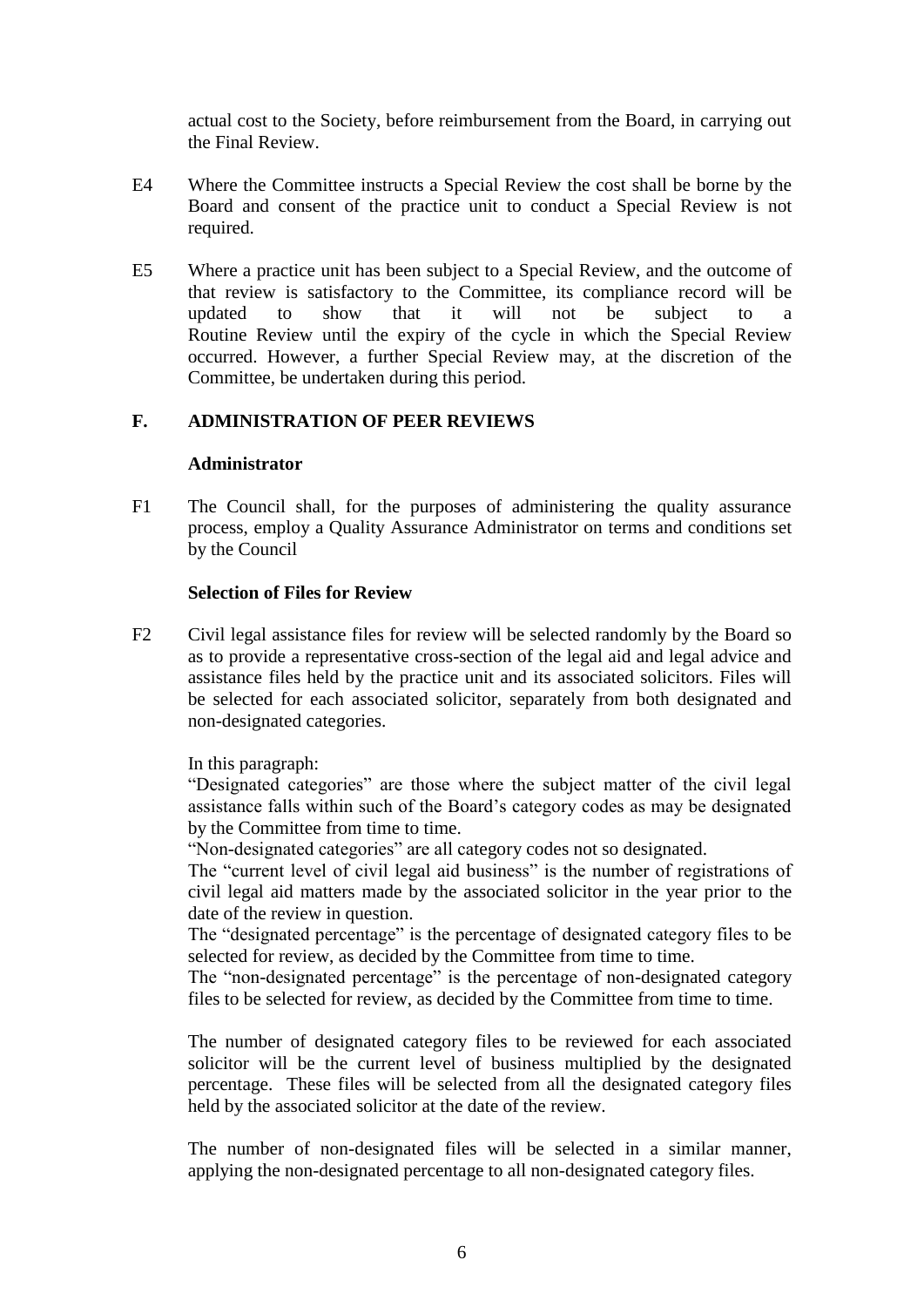actual cost to the Society, before reimbursement from the Board, in carrying out the Final Review.

E4 Where the Committee instructs a Special Review the cost shall be borne by the Board and consent of the practice unit to conduct a Special Review is not required.

E5 Where a practice unit has been subject to a Special Review, and the outcome of that review is satisfactory to the Committee, its compliance record will be updated to show that it will not be subject to a Routine Review until the expiry of the cycle in which the Special Review occurred. However, a further Special Review may, at the discretion of the Committee, be undertaken during this period.

## F. ADMINISTRATION OF PEER REVIEWS

### Administrator

F1 The Council shall, for the purposes of administering the quality assurance process, employ a Quality Assurance Administrator on terms and conditions set by the Council

### Selection of Files for Review

F2 Civil legal assistance files for review will be selected randomly by the Board so as to provide a representative cross-section of the legal aid and legal advice and assistance files held by the practice unit and its associated solicitors. Files will be selected for each associated solicitor, separately from both designated and non-designated categories.

In this paragraph:
"Designated categories" are those where the subject matter of the civil legal assistance falls within such of the Board's category codes as may be designated by the Committee from time to time.
"Non-designated categories" are all category codes not so designated.
The "current level of civil legal aid business" is the number of registrations of civil legal aid matters made by the associated solicitor in the year prior to the date of the review in question.
The "designated percentage" is the percentage of designated category files to be selected for review, as decided by the Committee from time to time.
The "non-designated percentage" is the percentage of non-designated category files to be selected for review, as decided by the Committee from time to time.

The number of designated category files to be reviewed for each associated solicitor will be the current level of business multiplied by the designated percentage. These files will be selected from all the designated category files held by the associated solicitor at the date of the review.

The number of non-designated files will be selected in a similar manner, applying the non-designated percentage to all non-designated category files.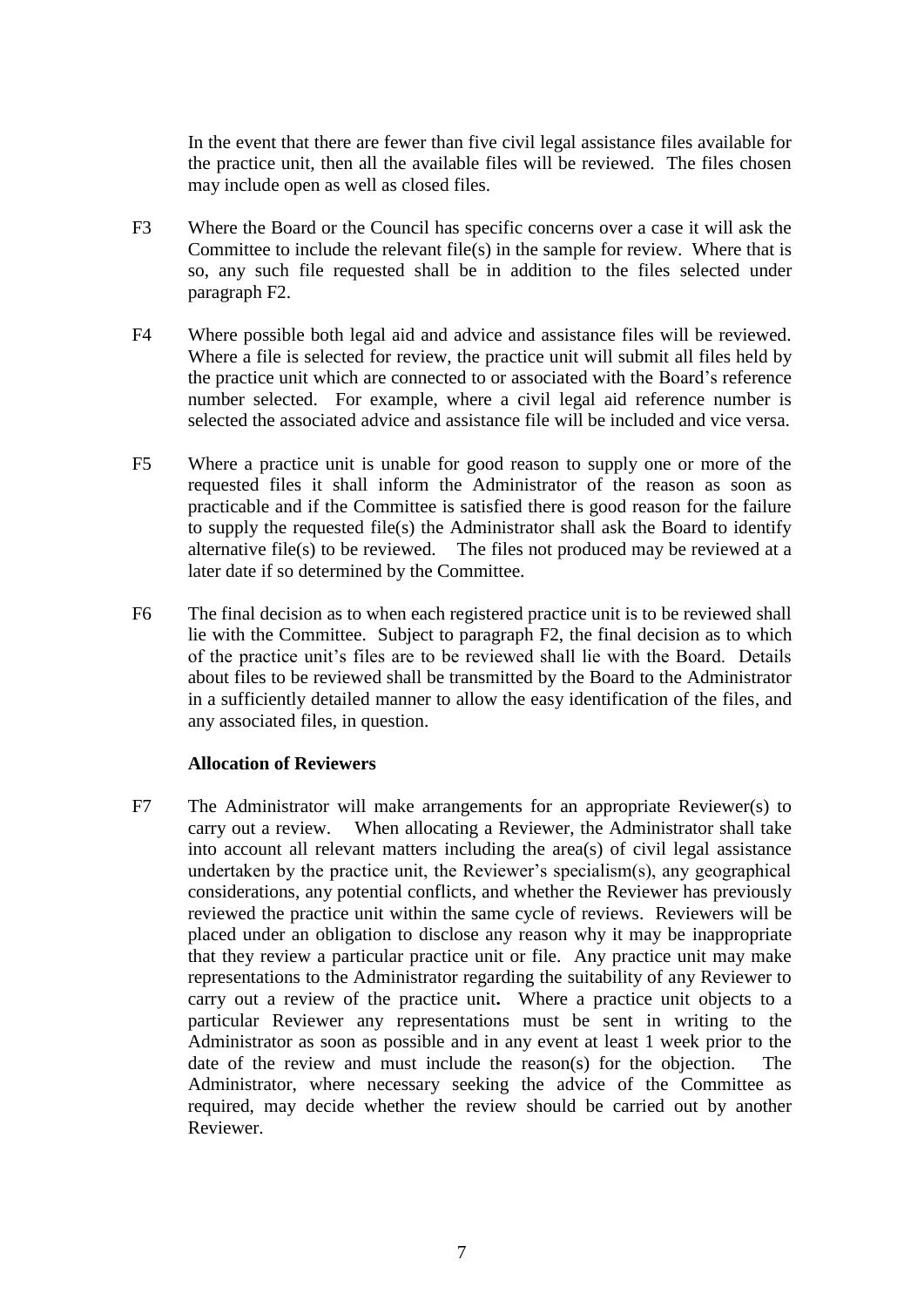In the event that there are fewer than five civil legal assistance files available for the practice unit, then all the available files will be reviewed. The files chosen may include open as well as closed files.

F3 Where the Board or the Council has specific concerns over a case it will ask the Committee to include the relevant file(s) in the sample for review. Where that is so, any such file requested shall be in addition to the files selected under paragraph F2.

F4 Where possible both legal aid and advice and assistance files will be reviewed. Where a file is selected for review, the practice unit will submit all files held by the practice unit which are connected to or associated with the Board's reference number selected. For example, where a civil legal aid reference number is selected the associated advice and assistance file will be included and vice versa.

F5 Where a practice unit is unable for good reason to supply one or more of the requested files it shall inform the Administrator of the reason as soon as practicable and if the Committee is satisfied there is good reason for the failure to supply the requested file(s) the Administrator shall ask the Board to identify alternative file(s) to be reviewed. The files not produced may be reviewed at a later date if so determined by the Committee.

F6 The final decision as to when each registered practice unit is to be reviewed shall lie with the Committee. Subject to paragraph F2, the final decision as to which of the practice unit's files are to be reviewed shall lie with the Board. Details about files to be reviewed shall be transmitted by the Board to the Administrator in a sufficiently detailed manner to allow the easy identification of the files, and any associated files, in question.

**Allocation of Reviewers**

F7 The Administrator will make arrangements for an appropriate Reviewer(s) to carry out a review. When allocating a Reviewer, the Administrator shall take into account all relevant matters including the area(s) of civil legal assistance undertaken by the practice unit, the Reviewer's specialism(s), any geographical considerations, any potential conflicts, and whether the Reviewer has previously reviewed the practice unit within the same cycle of reviews. Reviewers will be placed under an obligation to disclose any reason why it may be inappropriate that they review a particular practice unit or file. Any practice unit may make representations to the Administrator regarding the suitability of any Reviewer to carry out a review of the practice unit**.** Where a practice unit objects to a particular Reviewer any representations must be sent in writing to the Administrator as soon as possible and in any event at least 1 week prior to the date of the review and must include the reason(s) for the objection. The Administrator, where necessary seeking the advice of the Committee as required, may decide whether the review should be carried out by another Reviewer.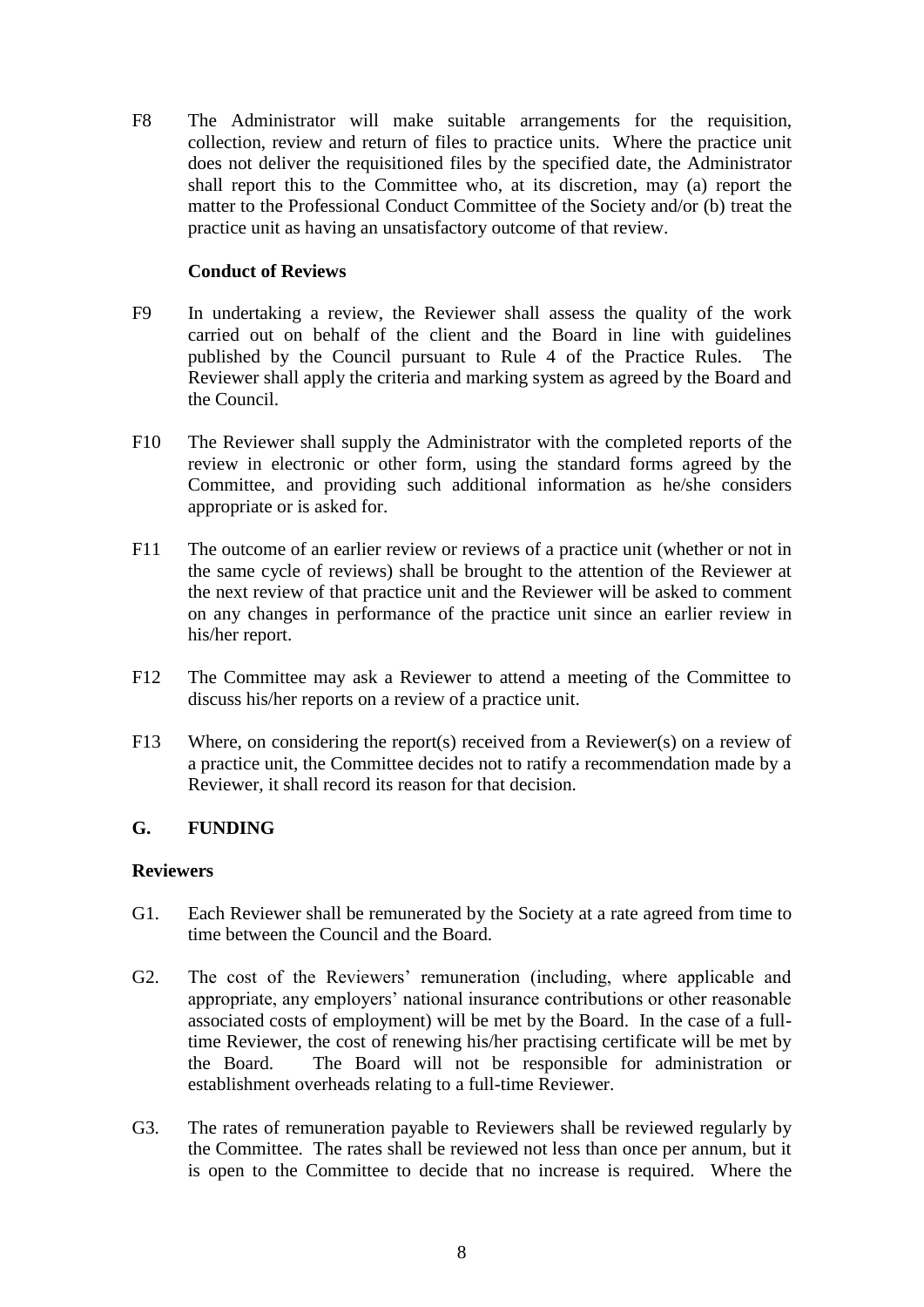F8 The Administrator will make suitable arrangements for the requisition, collection, review and return of files to practice units. Where the practice unit does not deliver the requisitioned files by the specified date, the Administrator shall report this to the Committee who, at its discretion, may (a) report the matter to the Professional Conduct Committee of the Society and/or (b) treat the practice unit as having an unsatisfactory outcome of that review.

**Conduct of Reviews**

F9 In undertaking a review, the Reviewer shall assess the quality of the work carried out on behalf of the client and the Board in line with guidelines published by the Council pursuant to Rule 4 of the Practice Rules. The Reviewer shall apply the criteria and marking system as agreed by the Board and the Council.

F10 The Reviewer shall supply the Administrator with the completed reports of the review in electronic or other form, using the standard forms agreed by the Committee, and providing such additional information as he/she considers appropriate or is asked for.

F11 The outcome of an earlier review or reviews of a practice unit (whether or not in the same cycle of reviews) shall be brought to the attention of the Reviewer at the next review of that practice unit and the Reviewer will be asked to comment on any changes in performance of the practice unit since an earlier review in his/her report.

F12 The Committee may ask a Reviewer to attend a meeting of the Committee to discuss his/her reports on a review of a practice unit.

F13 Where, on considering the report(s) received from a Reviewer(s) on a review of a practice unit, the Committee decides not to ratify a recommendation made by a Reviewer, it shall record its reason for that decision.

## G. FUNDING

### Reviewers

G1. Each Reviewer shall be remunerated by the Society at a rate agreed from time to time between the Council and the Board.

G2. The cost of the Reviewers' remuneration (including, where applicable and appropriate, any employers' national insurance contributions or other reasonable associated costs of employment) will be met by the Board. In the case of a full-time Reviewer, the cost of renewing his/her practising certificate will be met by the Board. The Board will not be responsible for administration or establishment overheads relating to a full-time Reviewer.

G3. The rates of remuneration payable to Reviewers shall be reviewed regularly by the Committee. The rates shall be reviewed not less than once per annum, but it is open to the Committee to decide that no increase is required. Where the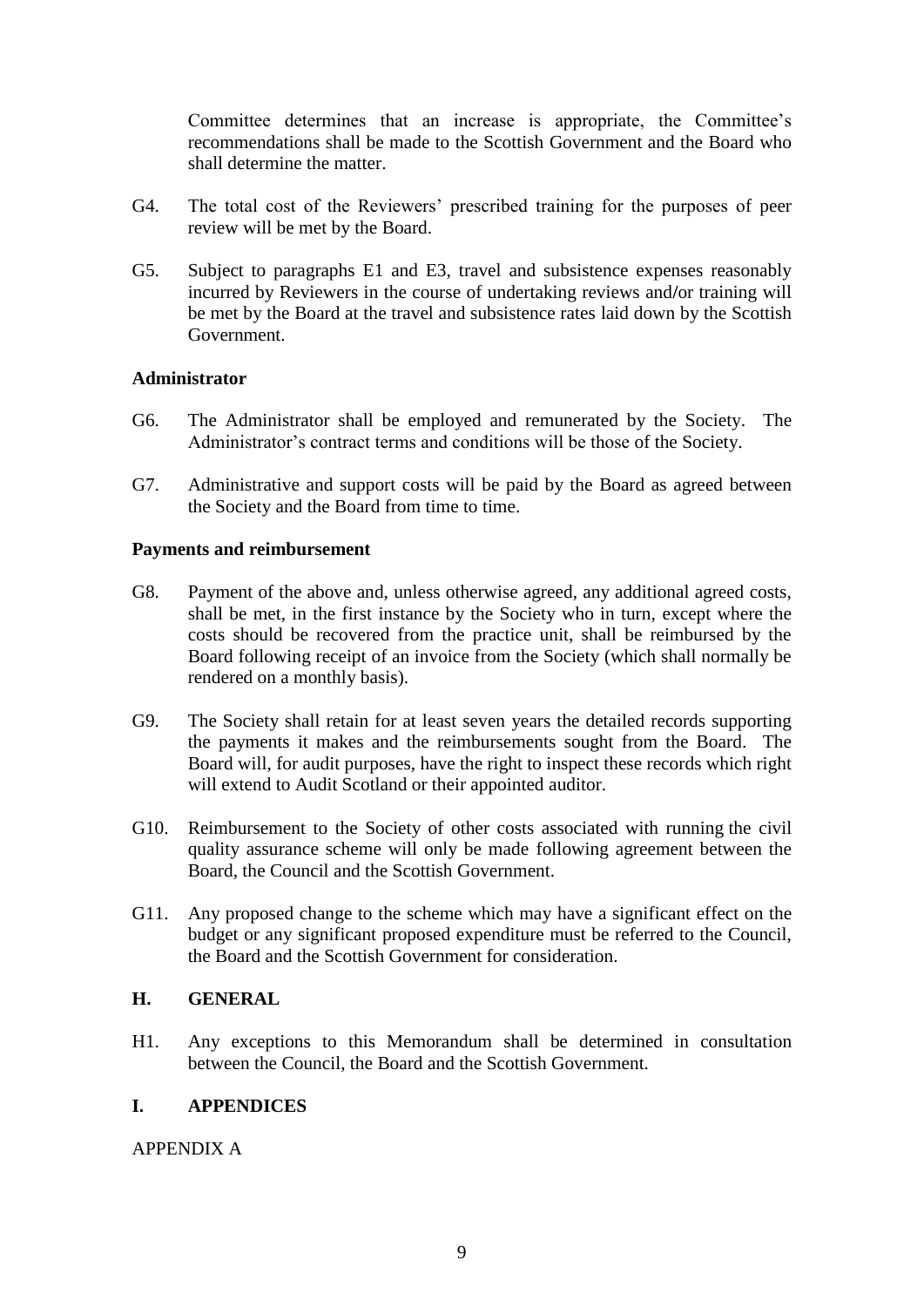Committee determines that an increase is appropriate, the Committee's recommendations shall be made to the Scottish Government and the Board who shall determine the matter.

G4. The total cost of the Reviewers' prescribed training for the purposes of peer review will be met by the Board.

G5. Subject to paragraphs E1 and E3, travel and subsistence expenses reasonably incurred by Reviewers in the course of undertaking reviews and/or training will be met by the Board at the travel and subsistence rates laid down by the Scottish Government.

**Administrator**

G6. The Administrator shall be employed and remunerated by the Society. The Administrator's contract terms and conditions will be those of the Society.

G7. Administrative and support costs will be paid by the Board as agreed between the Society and the Board from time to time.

**Payments and reimbursement**

G8. Payment of the above and, unless otherwise agreed, any additional agreed costs, shall be met, in the first instance by the Society who in turn, except where the costs should be recovered from the practice unit, shall be reimbursed by the Board following receipt of an invoice from the Society (which shall normally be rendered on a monthly basis).

G9. The Society shall retain for at least seven years the detailed records supporting the payments it makes and the reimbursements sought from the Board. The Board will, for audit purposes, have the right to inspect these records which right will extend to Audit Scotland or their appointed auditor.

G10. Reimbursement to the Society of other costs associated with running the civil quality assurance scheme will only be made following agreement between the Board, the Council and the Scottish Government.

G11. Any proposed change to the scheme which may have a significant effect on the budget or any significant proposed expenditure must be referred to the Council, the Board and the Scottish Government for consideration.

## H. GENERAL

H1. Any exceptions to this Memorandum shall be determined in consultation between the Council, the Board and the Scottish Government.

## I. APPENDICES

APPENDIX A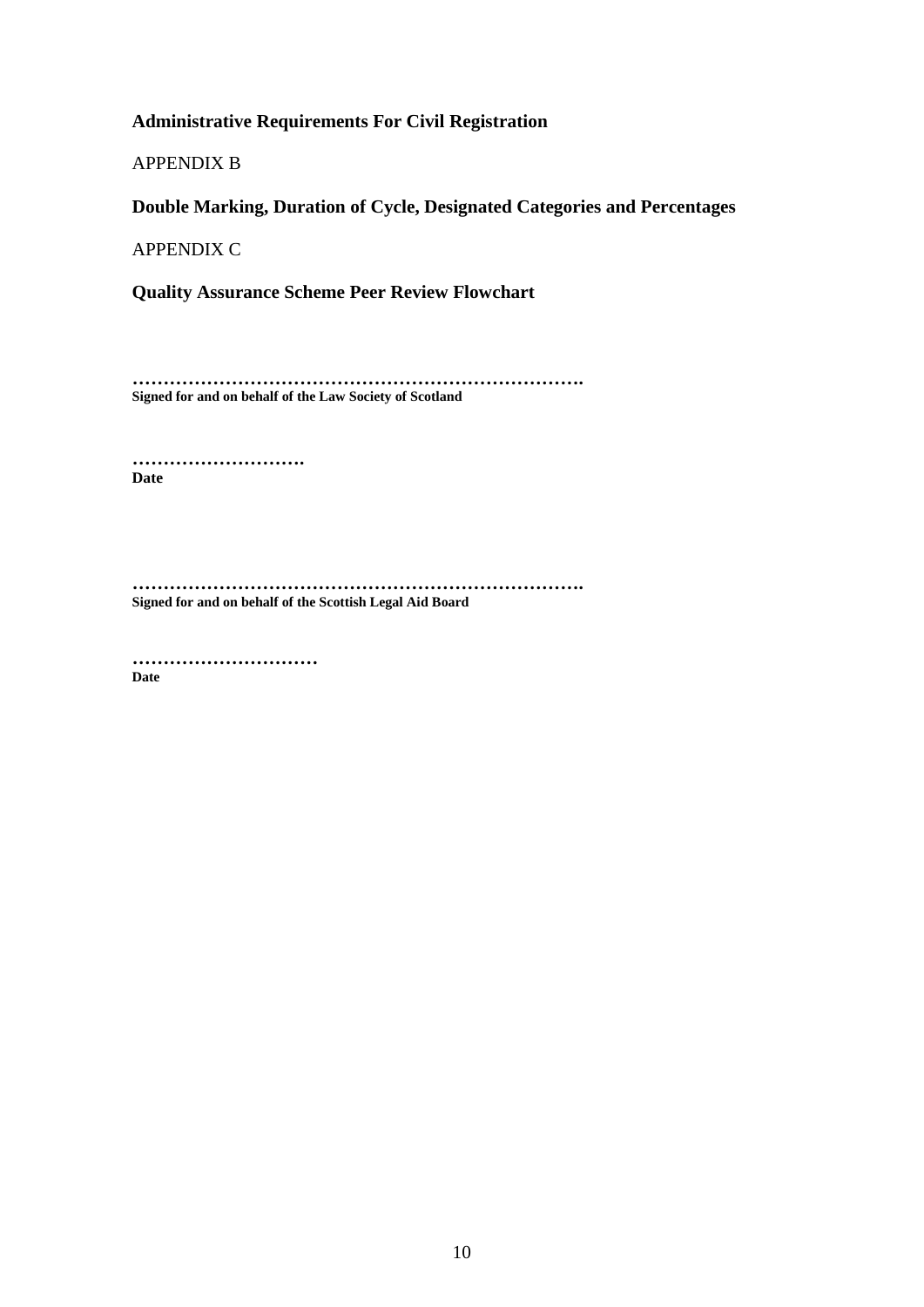**Administrative Requirements For Civil Registration**

APPENDIX B

**Double Marking, Duration of Cycle, Designated Categories and Percentages**

APPENDIX C

**Quality Assurance Scheme Peer Review Flowchart**

**……………………………………………………………….**
**Signed for and on behalf of the Law Society of Scotland**

**……………………….**
**Date**

**……………………………………………………………….**
**Signed for and on behalf of the Scottish Legal Aid Board**

**…………………………**
**Date**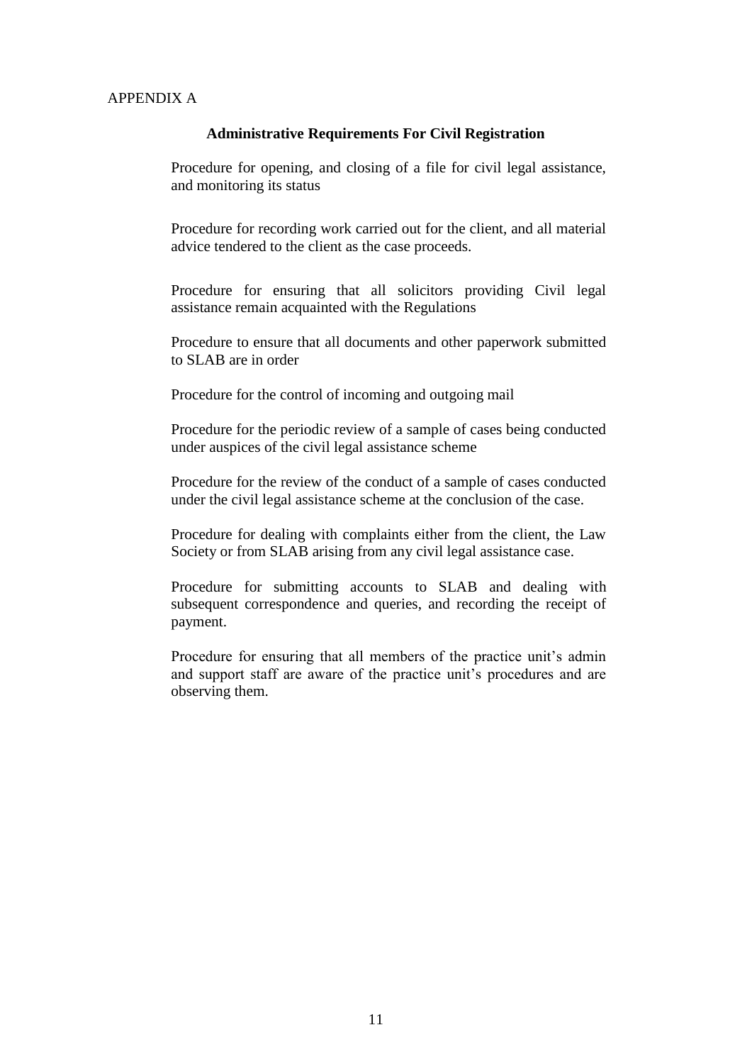APPENDIX A

### Administrative Requirements For Civil Registration

Procedure for opening, and closing of a file for civil legal assistance, and monitoring its status

Procedure for recording work carried out for the client, and all material advice tendered to the client as the case proceeds.

Procedure for ensuring that all solicitors providing Civil legal assistance remain acquainted with the Regulations

Procedure to ensure that all documents and other paperwork submitted to SLAB are in order

Procedure for the control of incoming and outgoing mail

Procedure for the periodic review of a sample of cases being conducted under auspices of the civil legal assistance scheme

Procedure for the review of the conduct of a sample of cases conducted under the civil legal assistance scheme at the conclusion of the case.

Procedure for dealing with complaints either from the client, the Law Society or from SLAB arising from any civil legal assistance case.

Procedure for submitting accounts to SLAB and dealing with subsequent correspondence and queries, and recording the receipt of payment.

Procedure for ensuring that all members of the practice unit's admin and support staff are aware of the practice unit's procedures and are observing them.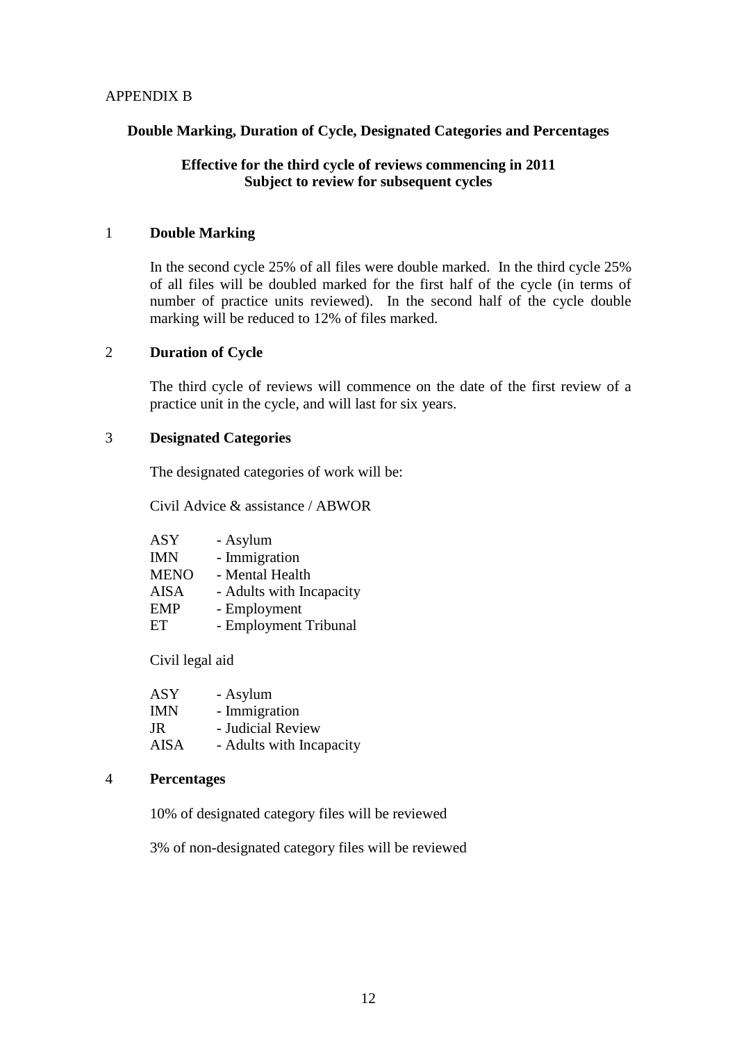APPENDIX B

## Double Marking, Duration of Cycle, Designated Categories and Percentages

**Effective for the third cycle of reviews commencing in 2011**
**Subject to review for subsequent cycles**

### 1 Double Marking

In the second cycle 25% of all files were double marked. In the third cycle 25% of all files will be doubled marked for the first half of the cycle (in terms of number of practice units reviewed). In the second half of the cycle double marking will be reduced to 12% of files marked.

### 2 Duration of Cycle

The third cycle of reviews will commence on the date of the first review of a practice unit in the cycle, and will last for six years.

### 3 Designated Categories

The designated categories of work will be:

Civil Advice & assistance / ABWOR

| | |
|---|---|
| ASY | - Asylum |
| IMN | - Immigration |
| MENO | - Mental Health |
| AISA | - Adults with Incapacity |
| EMP | - Employment |
| ET | - Employment Tribunal |

Civil legal aid

| | |
|---|---|
| ASY | - Asylum |
| IMN | - Immigration |
| JR | - Judicial Review |
| AISA | - Adults with Incapacity |

### 4 Percentages

10% of designated category files will be reviewed

3% of non-designated category files will be reviewed